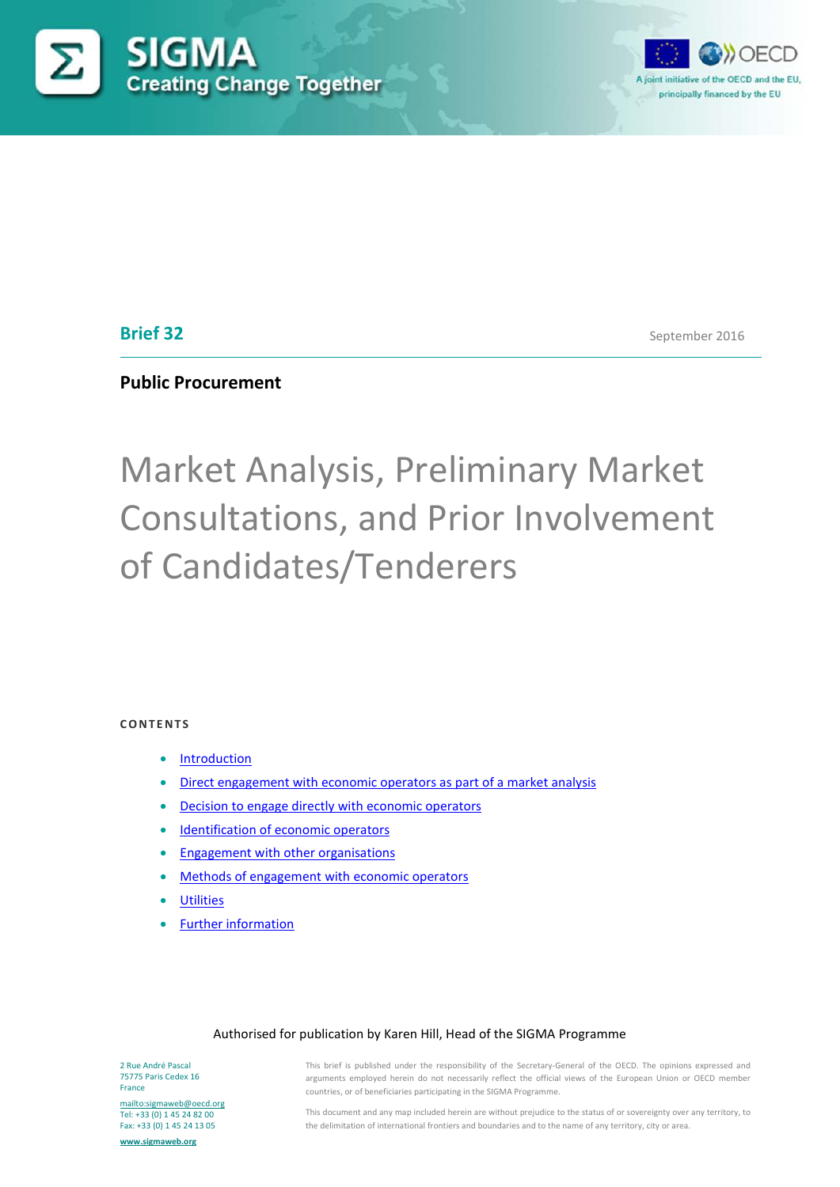SIGMA
Creating Change Together

A joint initiative of the OECD and the EU, principally financed by the EU

**Brief 32**

September 2016

**Public Procurement**

# Market Analysis, Preliminary Market Consultations, and Prior Involvement of Candidates/Tenderers

**CONTENTS**

- Introduction
- Direct engagement with economic operators as part of a market analysis
- Decision to engage directly with economic operators
- Identification of economic operators
- Engagement with other organisations
- Methods of engagement with economic operators
- Utilities
- Further information

Authorised for publication by Karen Hill, Head of the SIGMA Programme

2 Rue André Pascal
75775 Paris Cedex 16
France

mailto:sigmaweb@oecd.org
Tel: +33 (0) 1 45 24 82 00
Fax: +33 (0) 1 45 24 13 05

www.sigmaweb.org

This brief is published under the responsibility of the Secretary-General of the OECD. The opinions expressed and arguments employed herein do not necessarily reflect the official views of the European Union or OECD member countries, or of beneficiaries participating in the SIGMA Programme.

This document and any map included herein are without prejudice to the status of or sovereignty over any territory, to the delimitation of international frontiers and boundaries and to the name of any territory, city or area.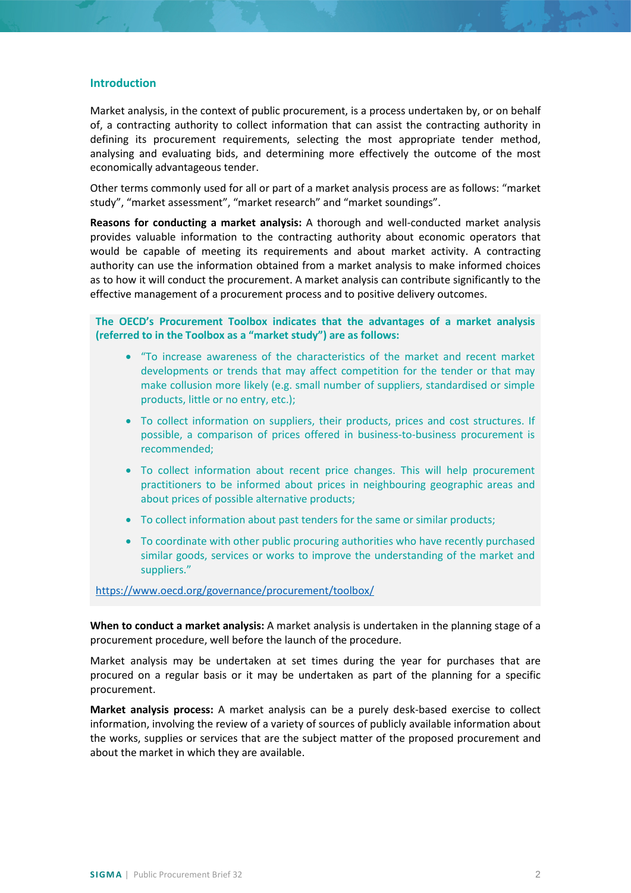## Introduction

Market analysis, in the context of public procurement, is a process undertaken by, or on behalf of, a contracting authority to collect information that can assist the contracting authority in defining its procurement requirements, selecting the most appropriate tender method, analysing and evaluating bids, and determining more effectively the outcome of the most economically advantageous tender.

Other terms commonly used for all or part of a market analysis process are as follows: "market study", "market assessment", "market research" and "market soundings".

**Reasons for conducting a market analysis:** A thorough and well-conducted market analysis provides valuable information to the contracting authority about economic operators that would be capable of meeting its requirements and about market activity. A contracting authority can use the information obtained from a market analysis to make informed choices as to how it will conduct the procurement. A market analysis can contribute significantly to the effective management of a procurement process and to positive delivery outcomes.

**The OECD's Procurement Toolbox indicates that the advantages of a market analysis (referred to in the Toolbox as a "market study") are as follows:**

- "To increase awareness of the characteristics of the market and recent market developments or trends that may affect competition for the tender or that may make collusion more likely (e.g. small number of suppliers, standardised or simple products, little or no entry, etc.);
- To collect information on suppliers, their products, prices and cost structures. If possible, a comparison of prices offered in business-to-business procurement is recommended;
- To collect information about recent price changes. This will help procurement practitioners to be informed about prices in neighbouring geographic areas and about prices of possible alternative products;
- To collect information about past tenders for the same or similar products;
- To coordinate with other public procuring authorities who have recently purchased similar goods, services or works to improve the understanding of the market and suppliers."

https://www.oecd.org/governance/procurement/toolbox/

**When to conduct a market analysis:** A market analysis is undertaken in the planning stage of a procurement procedure, well before the launch of the procedure.

Market analysis may be undertaken at set times during the year for purchases that are procured on a regular basis or it may be undertaken as part of the planning for a specific procurement.

**Market analysis process:** A market analysis can be a purely desk-based exercise to collect information, involving the review of a variety of sources of publicly available information about the works, supplies or services that are the subject matter of the proposed procurement and about the market in which they are available.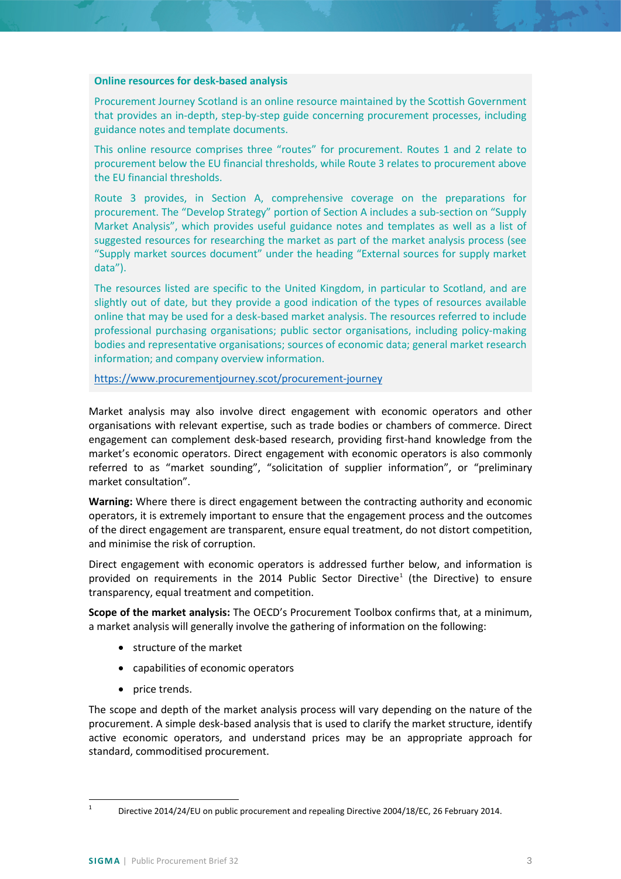**Online resources for desk-based analysis**

Procurement Journey Scotland is an online resource maintained by the Scottish Government that provides an in-depth, step-by-step guide concerning procurement processes, including guidance notes and template documents.

This online resource comprises three "routes" for procurement. Routes 1 and 2 relate to procurement below the EU financial thresholds, while Route 3 relates to procurement above the EU financial thresholds.

Route 3 provides, in Section A, comprehensive coverage on the preparations for procurement. The "Develop Strategy" portion of Section A includes a sub-section on "Supply Market Analysis", which provides useful guidance notes and templates as well as a list of suggested resources for researching the market as part of the market analysis process (see "Supply market sources document" under the heading "External sources for supply market data").

The resources listed are specific to the United Kingdom, in particular to Scotland, and are slightly out of date, but they provide a good indication of the types of resources available online that may be used for a desk-based market analysis. The resources referred to include professional purchasing organisations; public sector organisations, including policy-making bodies and representative organisations; sources of economic data; general market research information; and company overview information.

https://www.procurementjourney.scot/procurement-journey

Market analysis may also involve direct engagement with economic operators and other organisations with relevant expertise, such as trade bodies or chambers of commerce. Direct engagement can complement desk-based research, providing first-hand knowledge from the market's economic operators. Direct engagement with economic operators is also commonly referred to as "market sounding", "solicitation of supplier information", or "preliminary market consultation".

**Warning:** Where there is direct engagement between the contracting authority and economic operators, it is extremely important to ensure that the engagement process and the outcomes of the direct engagement are transparent, ensure equal treatment, do not distort competition, and minimise the risk of corruption.

Direct engagement with economic operators is addressed further below, and information is provided on requirements in the 2014 Public Sector Directive[1] (the Directive) to ensure transparency, equal treatment and competition.

**Scope of the market analysis:** The OECD's Procurement Toolbox confirms that, at a minimum, a market analysis will generally involve the gathering of information on the following:

- structure of the market
- capabilities of economic operators
- price trends.

The scope and depth of the market analysis process will vary depending on the nature of the procurement. A simple desk-based analysis that is used to clarify the market structure, identify active economic operators, and understand prices may be an appropriate approach for standard, commoditised procurement.

[1] Directive 2014/24/EU on public procurement and repealing Directive 2004/18/EC, 26 February 2014.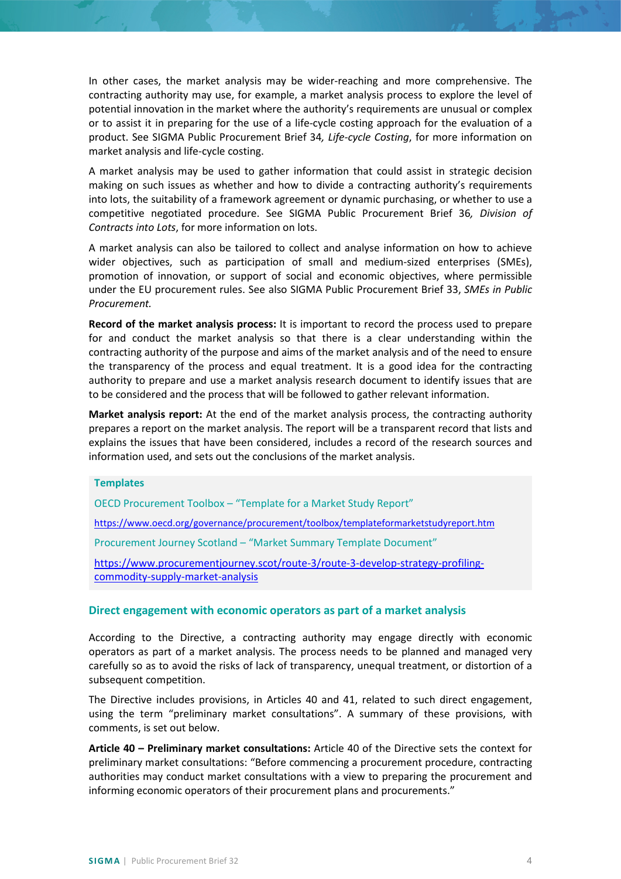In other cases, the market analysis may be wider-reaching and more comprehensive. The contracting authority may use, for example, a market analysis process to explore the level of potential innovation in the market where the authority's requirements are unusual or complex or to assist it in preparing for the use of a life-cycle costing approach for the evaluation of a product. See SIGMA Public Procurement Brief 34*, Life-cycle Costing*, for more information on market analysis and life-cycle costing.

A market analysis may be used to gather information that could assist in strategic decision making on such issues as whether and how to divide a contracting authority's requirements into lots, the suitability of a framework agreement or dynamic purchasing, or whether to use a competitive negotiated procedure. See SIGMA Public Procurement Brief 36*, Division of Contracts into Lots*, for more information on lots.

A market analysis can also be tailored to collect and analyse information on how to achieve wider objectives, such as participation of small and medium-sized enterprises (SMEs), promotion of innovation, or support of social and economic objectives, where permissible under the EU procurement rules. See also SIGMA Public Procurement Brief 33, *SMEs in Public Procurement.*

**Record of the market analysis process:** It is important to record the process used to prepare for and conduct the market analysis so that there is a clear understanding within the contracting authority of the purpose and aims of the market analysis and of the need to ensure the transparency of the process and equal treatment. It is a good idea for the contracting authority to prepare and use a market analysis research document to identify issues that are to be considered and the process that will be followed to gather relevant information.

**Market analysis report:** At the end of the market analysis process, the contracting authority prepares a report on the market analysis. The report will be a transparent record that lists and explains the issues that have been considered, includes a record of the research sources and information used, and sets out the conclusions of the market analysis.

**Templates**

OECD Procurement Toolbox – "Template for a Market Study Report"

https://www.oecd.org/governance/procurement/toolbox/templateformarketstudyreport.htm

Procurement Journey Scotland – "Market Summary Template Document"

https://www.procurementjourney.scot/route-3/route-3-develop-strategy-profiling-commodity-supply-market-analysis

### Direct engagement with economic operators as part of a market analysis

According to the Directive, a contracting authority may engage directly with economic operators as part of a market analysis. The process needs to be planned and managed very carefully so as to avoid the risks of lack of transparency, unequal treatment, or distortion of a subsequent competition.

The Directive includes provisions, in Articles 40 and 41, related to such direct engagement, using the term "preliminary market consultations". A summary of these provisions, with comments, is set out below.

**Article 40 – Preliminary market consultations:** Article 40 of the Directive sets the context for preliminary market consultations: "Before commencing a procurement procedure, contracting authorities may conduct market consultations with a view to preparing the procurement and informing economic operators of their procurement plans and procurements."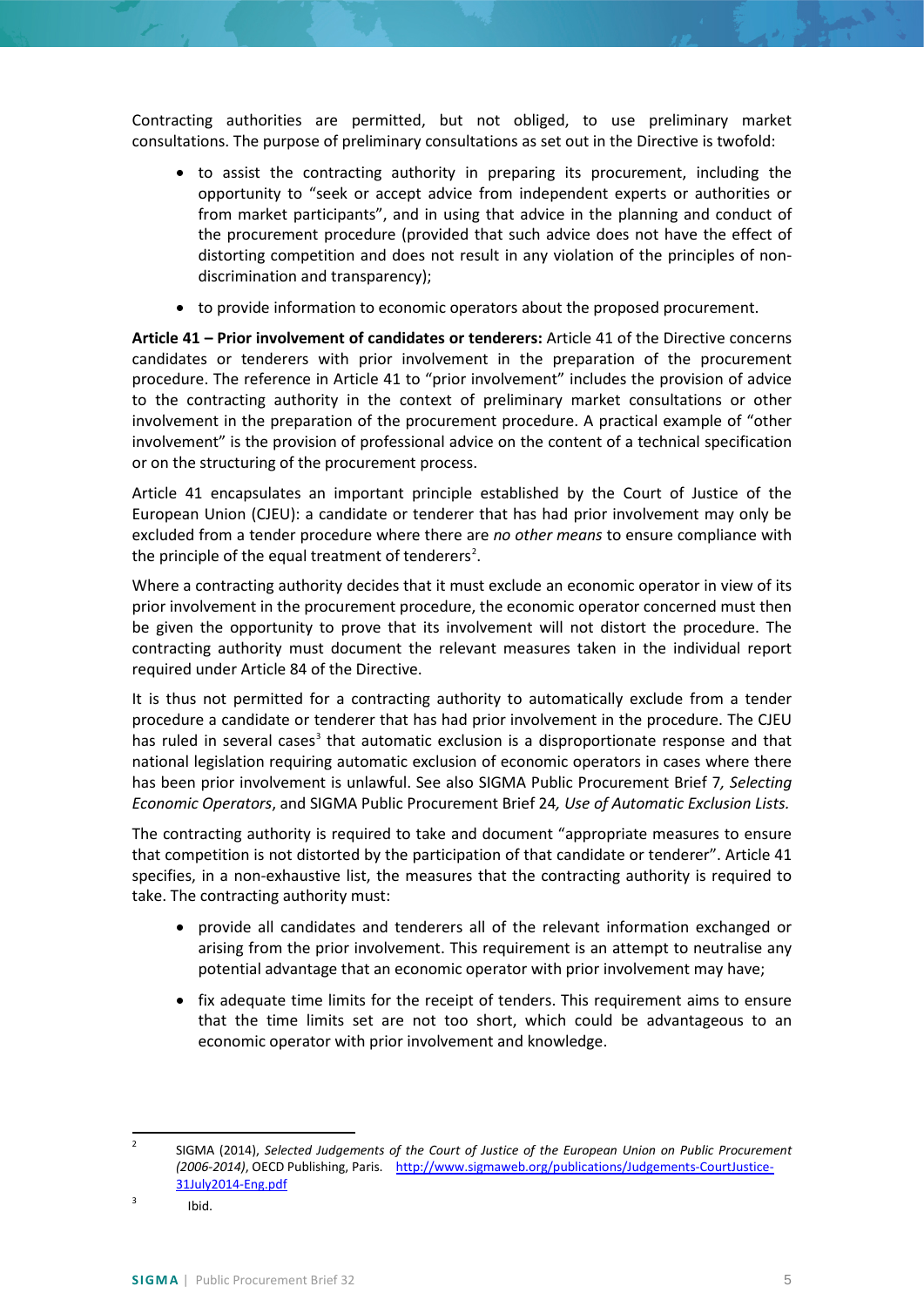Contracting authorities are permitted, but not obliged, to use preliminary market consultations. The purpose of preliminary consultations as set out in the Directive is twofold:

- to assist the contracting authority in preparing its procurement, including the opportunity to "seek or accept advice from independent experts or authorities or from market participants", and in using that advice in the planning and conduct of the procurement procedure (provided that such advice does not have the effect of distorting competition and does not result in any violation of the principles of non-discrimination and transparency);
- to provide information to economic operators about the proposed procurement.

**Article 41 – Prior involvement of candidates or tenderers:** Article 41 of the Directive concerns candidates or tenderers with prior involvement in the preparation of the procurement procedure. The reference in Article 41 to "prior involvement" includes the provision of advice to the contracting authority in the context of preliminary market consultations or other involvement in the preparation of the procurement procedure. A practical example of "other involvement" is the provision of professional advice on the content of a technical specification or on the structuring of the procurement process.

Article 41 encapsulates an important principle established by the Court of Justice of the European Union (CJEU): a candidate or tenderer that has had prior involvement may only be excluded from a tender procedure where there are *no other means* to ensure compliance with the principle of the equal treatment of tenderers[2].

Where a contracting authority decides that it must exclude an economic operator in view of its prior involvement in the procurement procedure, the economic operator concerned must then be given the opportunity to prove that its involvement will not distort the procedure. The contracting authority must document the relevant measures taken in the individual report required under Article 84 of the Directive.

It is thus not permitted for a contracting authority to automatically exclude from a tender procedure a candidate or tenderer that has had prior involvement in the procedure. The CJEU has ruled in several cases[3] that automatic exclusion is a disproportionate response and that national legislation requiring automatic exclusion of economic operators in cases where there has been prior involvement is unlawful. See also SIGMA Public Procurement Brief 7, *Selecting Economic Operators*, and SIGMA Public Procurement Brief 24, *Use of Automatic Exclusion Lists.*

The contracting authority is required to take and document "appropriate measures to ensure that competition is not distorted by the participation of that candidate or tenderer". Article 41 specifies, in a non-exhaustive list, the measures that the contracting authority is required to take. The contracting authority must:

- provide all candidates and tenderers all of the relevant information exchanged or arising from the prior involvement. This requirement is an attempt to neutralise any potential advantage that an economic operator with prior involvement may have;
- fix adequate time limits for the receipt of tenders. This requirement aims to ensure that the time limits set are not too short, which could be advantageous to an economic operator with prior involvement and knowledge.

---

[2] SIGMA (2014), *Selected Judgements of the Court of Justice of the European Union on Public Procurement (2006-2014)*, OECD Publishing, Paris. http://www.sigmaweb.org/publications/Judgements-CourtJustice-31July2014-Eng.pdf

[3] Ibid.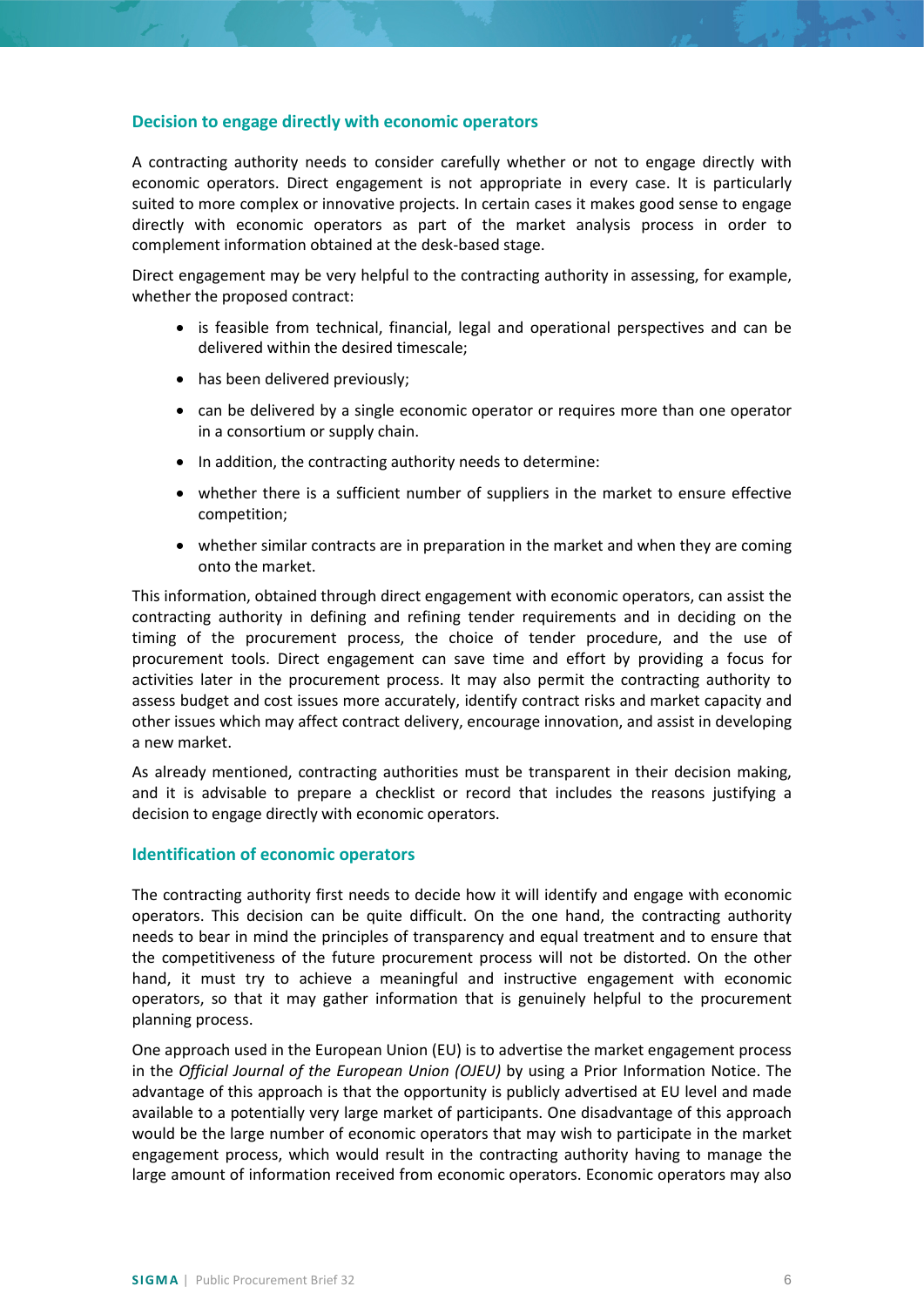### Decision to engage directly with economic operators

A contracting authority needs to consider carefully whether or not to engage directly with economic operators. Direct engagement is not appropriate in every case. It is particularly suited to more complex or innovative projects. In certain cases it makes good sense to engage directly with economic operators as part of the market analysis process in order to complement information obtained at the desk-based stage.

Direct engagement may be very helpful to the contracting authority in assessing, for example, whether the proposed contract:

- is feasible from technical, financial, legal and operational perspectives and can be delivered within the desired timescale;
- has been delivered previously;
- can be delivered by a single economic operator or requires more than one operator in a consortium or supply chain.
- In addition, the contracting authority needs to determine:
- whether there is a sufficient number of suppliers in the market to ensure effective competition;
- whether similar contracts are in preparation in the market and when they are coming onto the market.

This information, obtained through direct engagement with economic operators, can assist the contracting authority in defining and refining tender requirements and in deciding on the timing of the procurement process, the choice of tender procedure, and the use of procurement tools. Direct engagement can save time and effort by providing a focus for activities later in the procurement process. It may also permit the contracting authority to assess budget and cost issues more accurately, identify contract risks and market capacity and other issues which may affect contract delivery, encourage innovation, and assist in developing a new market.

As already mentioned, contracting authorities must be transparent in their decision making, and it is advisable to prepare a checklist or record that includes the reasons justifying a decision to engage directly with economic operators.

### Identification of economic operators

The contracting authority first needs to decide how it will identify and engage with economic operators. This decision can be quite difficult. On the one hand, the contracting authority needs to bear in mind the principles of transparency and equal treatment and to ensure that the competitiveness of the future procurement process will not be distorted. On the other hand, it must try to achieve a meaningful and instructive engagement with economic operators, so that it may gather information that is genuinely helpful to the procurement planning process.

One approach used in the European Union (EU) is to advertise the market engagement process in the *Official Journal of the European Union (OJEU)* by using a Prior Information Notice. The advantage of this approach is that the opportunity is publicly advertised at EU level and made available to a potentially very large market of participants. One disadvantage of this approach would be the large number of economic operators that may wish to participate in the market engagement process, which would result in the contracting authority having to manage the large amount of information received from economic operators. Economic operators may also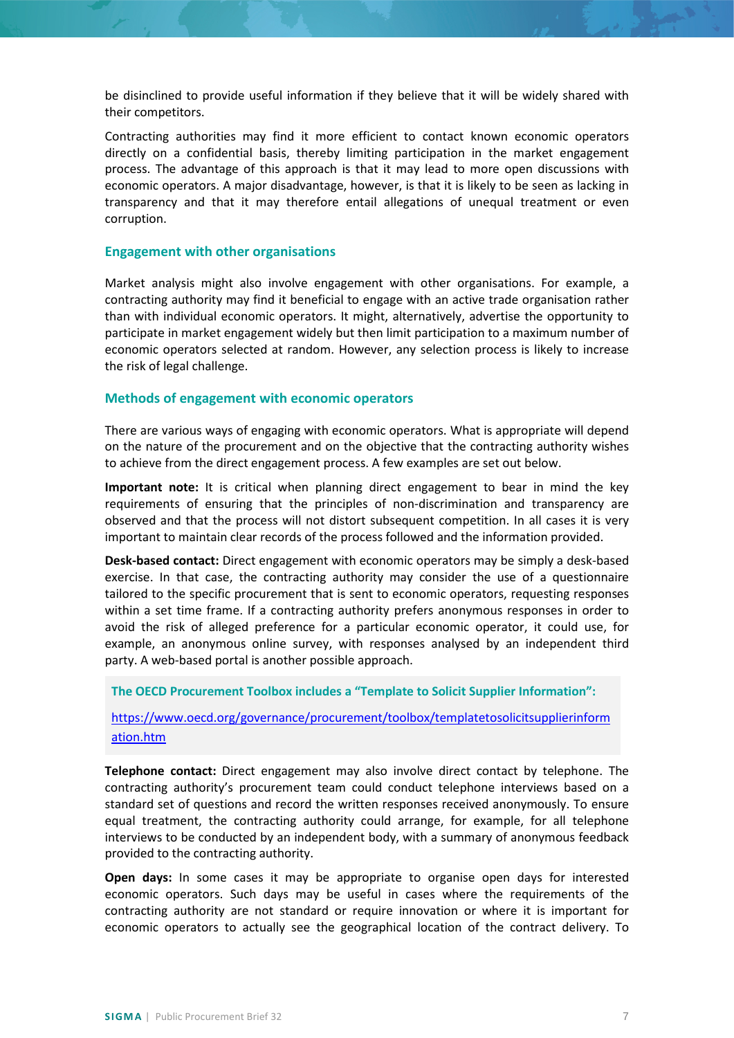be disinclined to provide useful information if they believe that it will be widely shared with their competitors.

Contracting authorities may find it more efficient to contact known economic operators directly on a confidential basis, thereby limiting participation in the market engagement process. The advantage of this approach is that it may lead to more open discussions with economic operators. A major disadvantage, however, is that it is likely to be seen as lacking in transparency and that it may therefore entail allegations of unequal treatment or even corruption.

### Engagement with other organisations

Market analysis might also involve engagement with other organisations. For example, a contracting authority may find it beneficial to engage with an active trade organisation rather than with individual economic operators. It might, alternatively, advertise the opportunity to participate in market engagement widely but then limit participation to a maximum number of economic operators selected at random. However, any selection process is likely to increase the risk of legal challenge.

### Methods of engagement with economic operators

There are various ways of engaging with economic operators. What is appropriate will depend on the nature of the procurement and on the objective that the contracting authority wishes to achieve from the direct engagement process. A few examples are set out below.

**Important note:** It is critical when planning direct engagement to bear in mind the key requirements of ensuring that the principles of non-discrimination and transparency are observed and that the process will not distort subsequent competition. In all cases it is very important to maintain clear records of the process followed and the information provided.

**Desk-based contact:** Direct engagement with economic operators may be simply a desk-based exercise. In that case, the contracting authority may consider the use of a questionnaire tailored to the specific procurement that is sent to economic operators, requesting responses within a set time frame. If a contracting authority prefers anonymous responses in order to avoid the risk of alleged preference for a particular economic operator, it could use, for example, an anonymous online survey, with responses analysed by an independent third party. A web-based portal is another possible approach.

**The OECD Procurement Toolbox includes a "Template to Solicit Supplier Information":**

https://www.oecd.org/governance/procurement/toolbox/templatetosolicitsupplierinformation.htm

**Telephone contact:** Direct engagement may also involve direct contact by telephone. The contracting authority's procurement team could conduct telephone interviews based on a standard set of questions and record the written responses received anonymously. To ensure equal treatment, the contracting authority could arrange, for example, for all telephone interviews to be conducted by an independent body, with a summary of anonymous feedback provided to the contracting authority.

**Open days:** In some cases it may be appropriate to organise open days for interested economic operators. Such days may be useful in cases where the requirements of the contracting authority are not standard or require innovation or where it is important for economic operators to actually see the geographical location of the contract delivery. To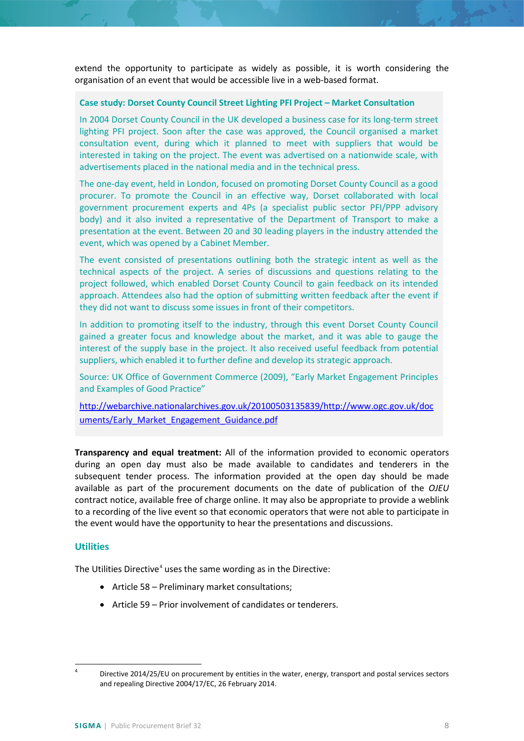extend the opportunity to participate as widely as possible, it is worth considering the organisation of an event that would be accessible live in a web-based format.

**Case study: Dorset County Council Street Lighting PFI Project – Market Consultation**

In 2004 Dorset County Council in the UK developed a business case for its long-term street lighting PFI project. Soon after the case was approved, the Council organised a market consultation event, during which it planned to meet with suppliers that would be interested in taking on the project. The event was advertised on a nationwide scale, with advertisements placed in the national media and in the technical press.

The one-day event, held in London, focused on promoting Dorset County Council as a good procurer. To promote the Council in an effective way, Dorset collaborated with local government procurement experts and 4Ps (a specialist public sector PFI/PPP advisory body) and it also invited a representative of the Department of Transport to make a presentation at the event. Between 20 and 30 leading players in the industry attended the event, which was opened by a Cabinet Member.

The event consisted of presentations outlining both the strategic intent as well as the technical aspects of the project. A series of discussions and questions relating to the project followed, which enabled Dorset County Council to gain feedback on its intended approach. Attendees also had the option of submitting written feedback after the event if they did not want to discuss some issues in front of their competitors.

In addition to promoting itself to the industry, through this event Dorset County Council gained a greater focus and knowledge about the market, and it was able to gauge the interest of the supply base in the project. It also received useful feedback from potential suppliers, which enabled it to further define and develop its strategic approach.

Source: UK Office of Government Commerce (2009), "Early Market Engagement Principles and Examples of Good Practice"

http://webarchive.nationalarchives.gov.uk/20100503135839/http://www.ogc.gov.uk/documents/Early_Market_Engagement_Guidance.pdf

**Transparency and equal treatment:** All of the information provided to economic operators during an open day must also be made available to candidates and tenderers in the subsequent tender process. The information provided at the open day should be made available as part of the procurement documents on the date of publication of the *OJEU* contract notice, available free of charge online. It may also be appropriate to provide a weblink to a recording of the live event so that economic operators that were not able to participate in the event would have the opportunity to hear the presentations and discussions.

## Utilities

The Utilities Directive[4] uses the same wording as in the Directive:

- Article 58 – Preliminary market consultations;
- Article 59 – Prior involvement of candidates or tenderers.

[4] Directive 2014/25/EU on procurement by entities in the water, energy, transport and postal services sectors and repealing Directive 2004/17/EC, 26 February 2014.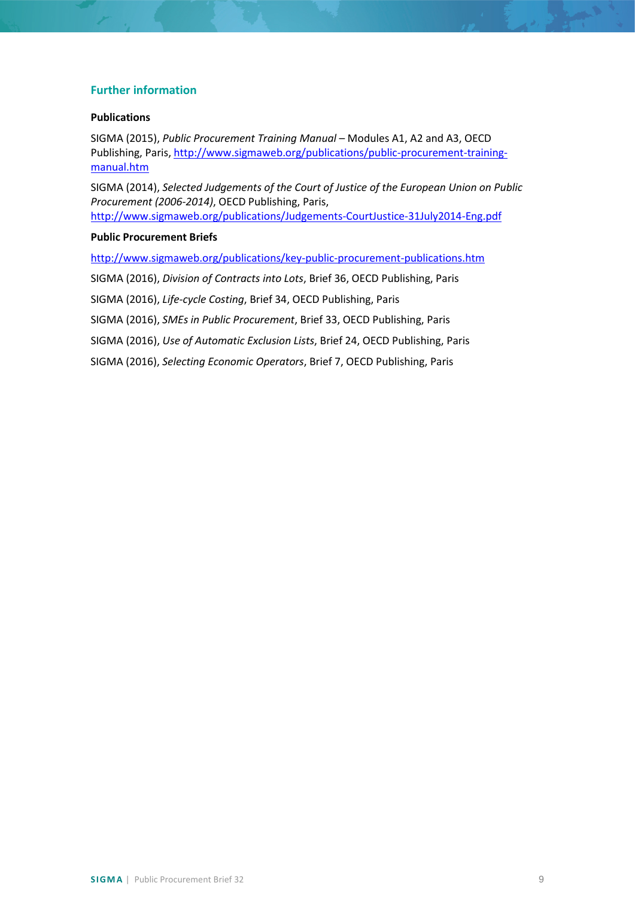## Further information

### Publications

SIGMA (2015), *Public Procurement Training Manual* – Modules A1, A2 and A3, OECD Publishing, Paris, http://www.sigmaweb.org/publications/public-procurement-training-manual.htm

SIGMA (2014), *Selected Judgements of the Court of Justice of the European Union on Public Procurement (2006-2014)*, OECD Publishing, Paris, http://www.sigmaweb.org/publications/Judgements-CourtJustice-31July2014-Eng.pdf

### Public Procurement Briefs

http://www.sigmaweb.org/publications/key-public-procurement-publications.htm

SIGMA (2016), *Division of Contracts into Lots*, Brief 36, OECD Publishing, Paris

SIGMA (2016), *Life-cycle Costing*, Brief 34, OECD Publishing, Paris

SIGMA (2016), *SMEs in Public Procurement*, Brief 33, OECD Publishing, Paris

SIGMA (2016), *Use of Automatic Exclusion Lists*, Brief 24, OECD Publishing, Paris

SIGMA (2016), *Selecting Economic Operators*, Brief 7, OECD Publishing, Paris